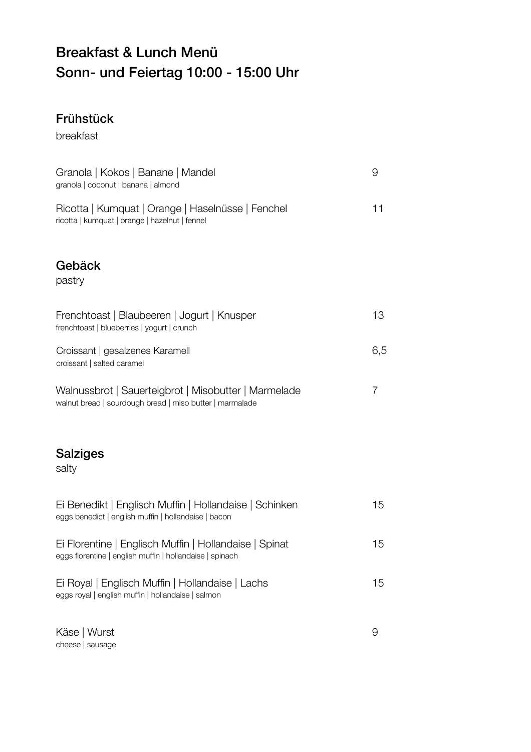# Breakfast & Lunch Menü
# Sonn- und Feiertag 10:00 - 15:00 Uhr

## Frühstück

breakfast

| | |
|---|---|
| Granola \| Kokos \| Banane \| Mandel<br>granola \| coconut \| banana \| almond | 9 |
| Ricotta \| Kumquat \| Orange \| Haselnüsse \| Fenchel<br>ricotta \| kumquat \| orange \| hazelnut \| fennel | 11 |

## Gebäck

pastry

| | |
|---|---|
| Frenchtoast \| Blaubeeren \| Jogurt \| Knusper<br>frenchtoast \| blueberries \| yogurt \| crunch | 13 |
| Croissant \| gesalzenes Karamell<br>croissant \| salted caramel | 6,5 |
| Walnussbrot \| Sauerteigbrot \| Misobutter \| Marmelade<br>walnut bread \| sourdough bread \| miso butter \| marmalade | 7 |

## Salziges

salty

| | |
|---|---|
| Ei Benedikt \| Englisch Muffin \| Hollandaise \| Schinken<br>eggs benedict \| english muffin \| hollandaise \| bacon | 15 |
| Ei Florentine \| Englisch Muffin \| Hollandaise \| Spinat<br>eggs florentine \| english muffin \| hollandaise \| spinach | 15 |
| Ei Royal \| Englisch Muffin \| Hollandaise \| Lachs<br>eggs royal \| english muffin \| hollandaise \| salmon | 15 |
| Käse \| Wurst<br>cheese \| sausage | 9 |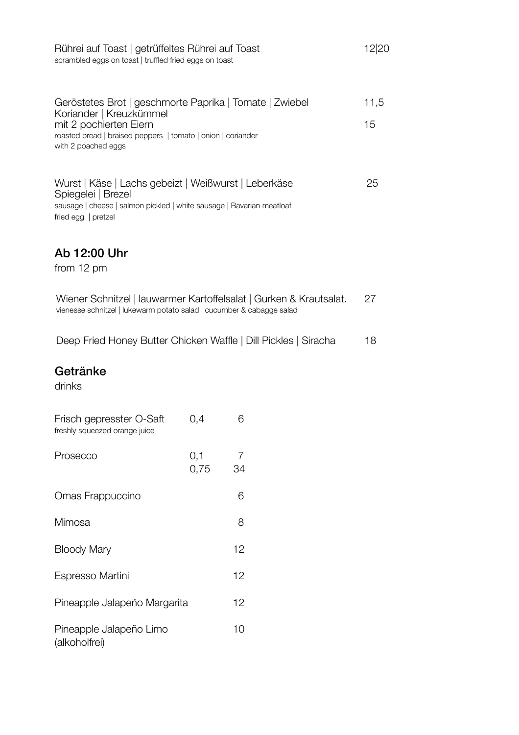Rührei auf Toast | getrüffeltes Rührei auf Toast 12|20
scrambled eggs on toast | truffled fried eggs on toast

Geröstetes Brot | geschmorte Paprika | Tomate | Zwiebel 11,5
Koriander | Kreuzkümmel
mit 2 pochierten Eiern 15
roasted bread | braised peppers | tomato | onion | coriander
with 2 poached eggs

Wurst | Käse | Lachs gebeizt | Weißwurst | Leberkäse 25
Spiegelei | Brezel
sausage | cheese | salmon pickled | white sausage | Bavarian meatloaf
fried egg | pretzel

## Ab 12:00 Uhr

from 12 pm

Wiener Schnitzel | lauwarmer Kartoffelsalat | Gurken & Krautsalat. 27
vienesse schnitzel | lukewarm potato salad | cucumber & cabagge salad

Deep Fried Honey Butter Chicken Waffle | Dill Pickles | Siracha 18

## Getränke

drinks

| | | |
|---|---|---|
| Frisch gepresster O-Saft<br>freshly squeezed orange juice | 0,4 | 6 |
| Prosecco | 0,1<br>0,75 | 7<br>34 |
| Omas Frappuccino | | 6 |
| Mimosa | | 8 |
| Bloody Mary | | 12 |
| Espresso Martini | | 12 |
| Pineapple Jalapeño Margarita | | 12 |
| Pineapple Jalapeño Limo<br>(alkoholfrei) | | 10 |